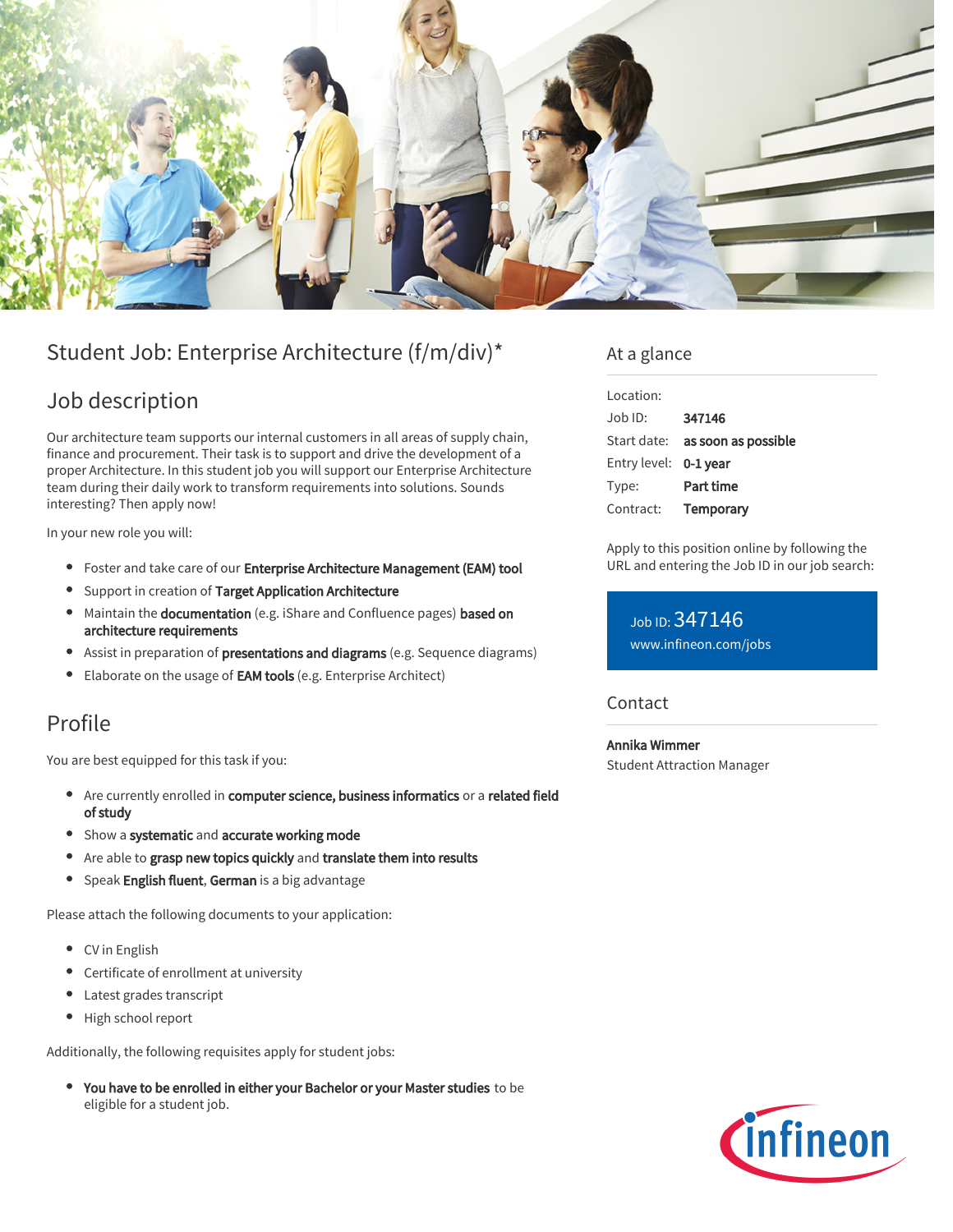# Student Job: Enterprise Architecture (f/m/div)*

## Job description

Our architecture team supports our internal customers in all areas of supply chain, finance and procurement. Their task is to support and drive the development of a proper Architecture. In this student job you will support our Enterprise Architecture team during their daily work to transform requirements into solutions. Sounds interesting? Then apply now!

In your new role you will:

- Foster and take care of our **Enterprise Architecture Management (EAM) tool**
- Support in creation of **Target Application Architecture**
- Maintain the **documentation** (e.g. iShare and Confluence pages) **based on architecture requirements**
- Assist in preparation of **presentations and diagrams** (e.g. Sequence diagrams)
- Elaborate on the usage of **EAM tools** (e.g. Enterprise Architect)

## Profile

You are best equipped for this task if you:

- Are currently enrolled in **computer science, business informatics** or a **related field of study**
- Show a **systematic** and **accurate working mode**
- Are able to **grasp new topics quickly** and **translate them into results**
- Speak **English fluent**, **German** is a big advantage

Please attach the following documents to your application:

- CV in English
- Certificate of enrollment at university
- Latest grades transcript
- High school report

Additionally, the following requisites apply for student jobs:

- **You have to be enrolled in either your Bachelor or your Master studies** to be eligible for a student job.

## At a glance

| | |
|---|---|
| Location: | |
| Job ID: | **347146** |
| Start date: | **as soon as possible** |
| Entry level: | **0-1 year** |
| Type: | **Part time** |
| Contract: | **Temporary** |

Apply to this position online by following the URL and entering the Job ID in our job search:

Job ID: 347146
www.infineon.com/jobs

## Contact

**Annika Wimmer**
Student Attraction Manager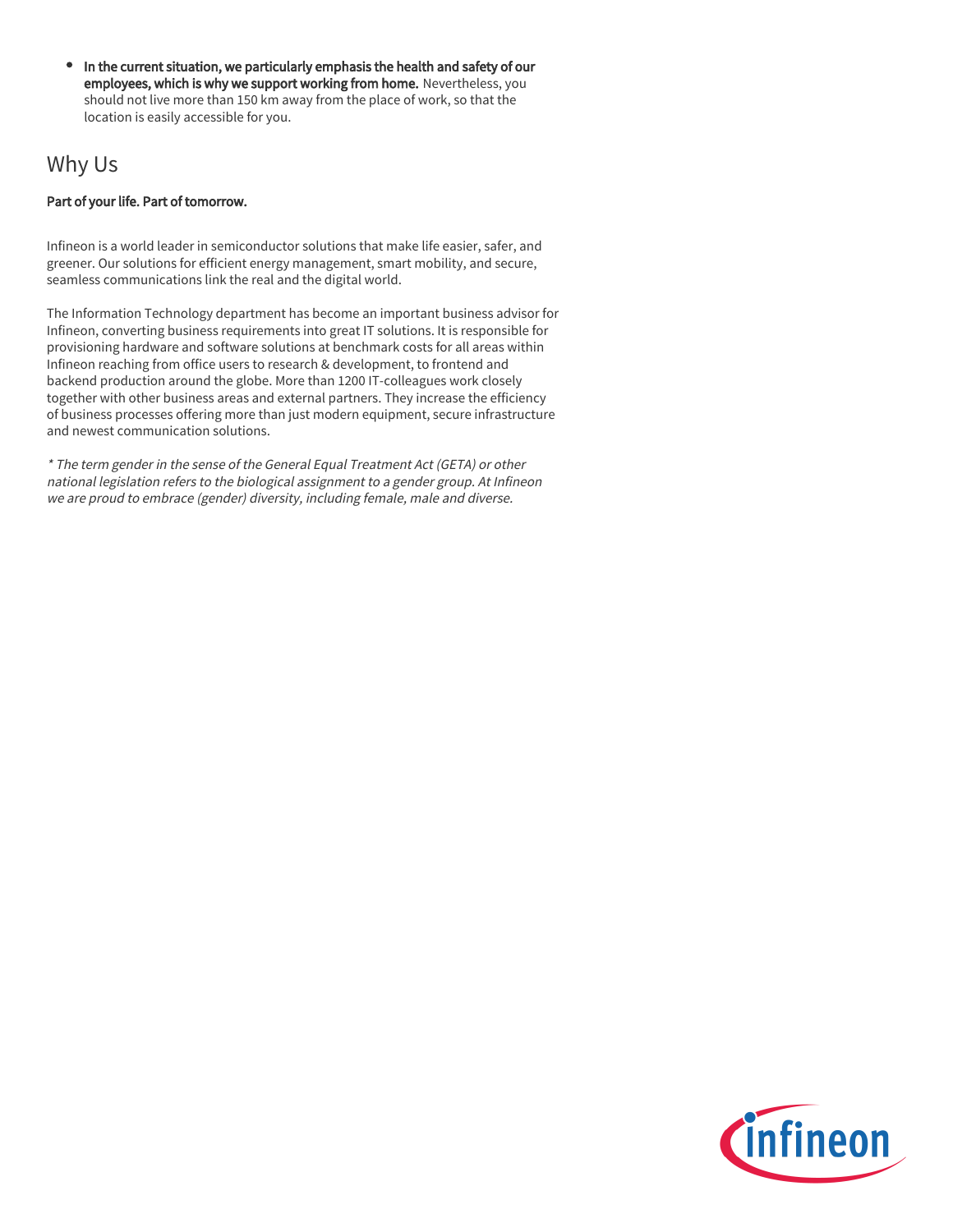- **In the current situation, we particularly emphasis the health and safety of our employees, which is why we support working from home.** Nevertheless, you should not live more than 150 km away from the place of work, so that the location is easily accessible for you.

## Why Us

**Part of your life. Part of tomorrow.**

Infineon is a world leader in semiconductor solutions that make life easier, safer, and greener. Our solutions for efficient energy management, smart mobility, and secure, seamless communications link the real and the digital world.

The Information Technology department has become an important business advisor for Infineon, converting business requirements into great IT solutions. It is responsible for provisioning hardware and software solutions at benchmark costs for all areas within Infineon reaching from office users to research & development, to frontend and backend production around the globe. More than 1200 IT-colleagues work closely together with other business areas and external partners. They increase the efficiency of business processes offering more than just modern equipment, secure infrastructure and newest communication solutions.

*\* The term gender in the sense of the General Equal Treatment Act (GETA) or other national legislation refers to the biological assignment to a gender group. At Infineon we are proud to embrace (gender) diversity, including female, male and diverse.*